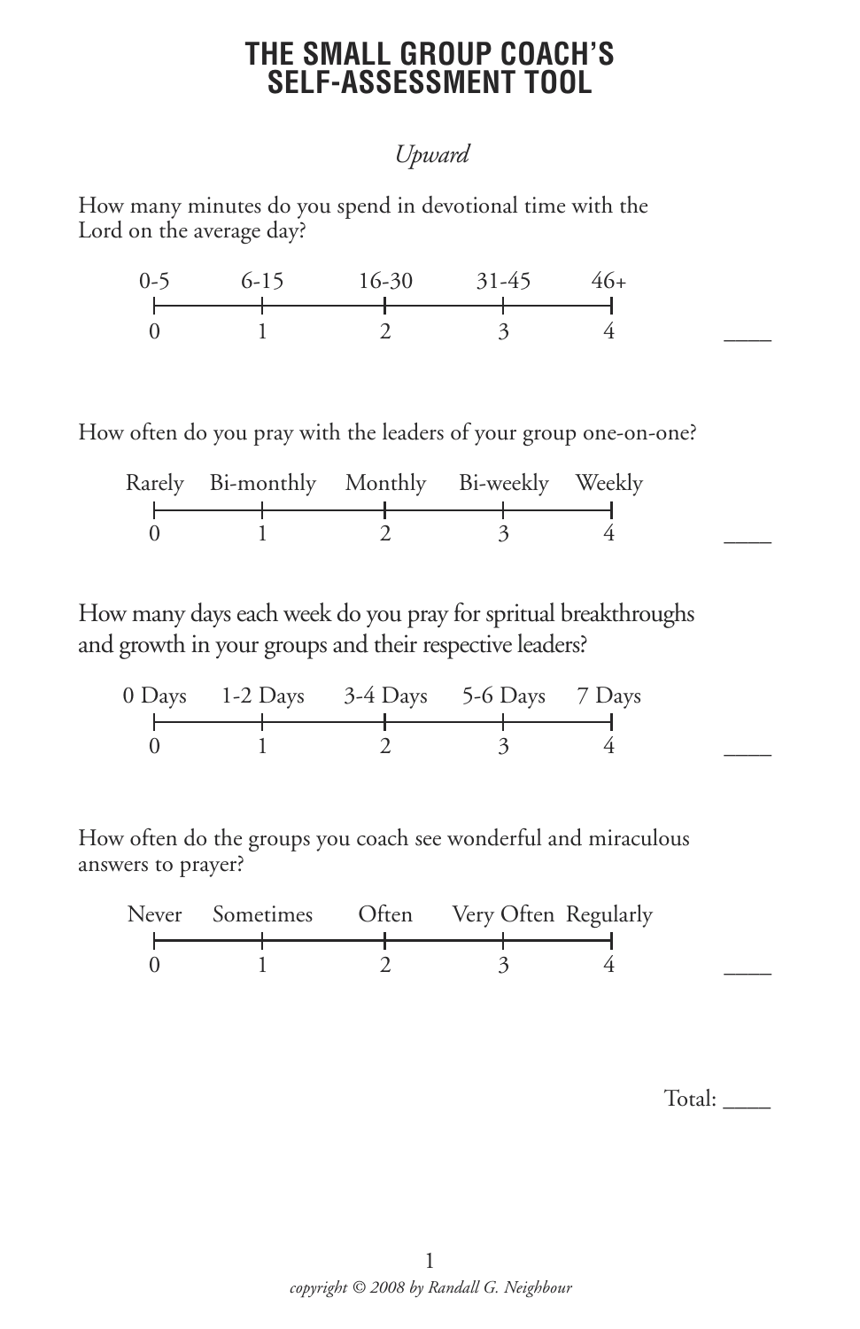# THE SMALL GROUP COACH'S SELF-ASSESSMENT TOOL

*Upward*

How many minutes do you spend in devotional time with the Lord on the average day?

| 0-5 | 6-15 | 16-30 | 31-45 | 46+ |
|---|---|---|---|---|
| 0 | 1 | 2 | 3 | 4 |

____

How often do you pray with the leaders of your group one-on-one?

| Rarely | Bi-monthly | Monthly | Bi-weekly | Weekly |
|---|---|---|---|---|
| 0 | 1 | 2 | 3 | 4 |

____

How many days each week do you pray for spritual breakthroughs and growth in your groups and their respective leaders?

| 0 Days | 1-2 Days | 3-4 Days | 5-6 Days | 7 Days |
|---|---|---|---|---|
| 0 | 1 | 2 | 3 | 4 |

____

How often do the groups you coach see wonderful and miraculous answers to prayer?

| Never | Sometimes | Often | Very Often | Regularly |
|---|---|---|---|---|
| 0 | 1 | 2 | 3 | 4 |

____

Total: ____

*copyright © 2008 by Randall G. Neighbour*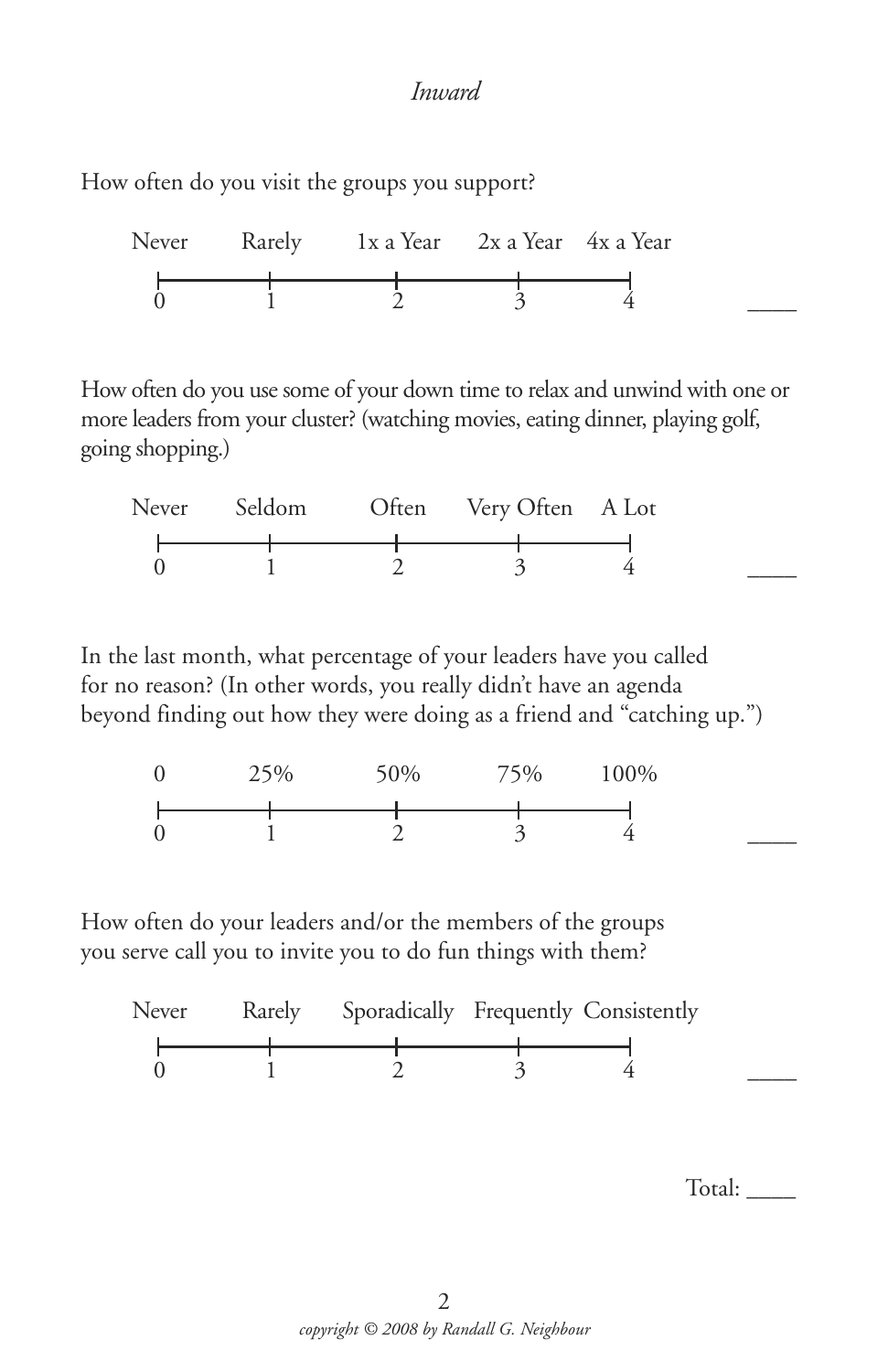*Inward*

How often do you visit the groups you support?

| Never | Rarely | 1x a Year | 2x a Year | 4x a Year |
|---|---|---|---|---|
| 0 | 1 | 2 | 3 | 4 |

____

How often do you use some of your down time to relax and unwind with one or more leaders from your cluster? (watching movies, eating dinner, playing golf, going shopping.)

| Never | Seldom | Often | Very Often | A Lot |
|---|---|---|---|---|
| 0 | 1 | 2 | 3 | 4 |

____

In the last month, what percentage of your leaders have you called for no reason? (In other words, you really didn't have an agenda beyond finding out how they were doing as a friend and "catching up.")

| 0 | 25% | 50% | 75% | 100% |
|---|---|---|---|---|
| 0 | 1 | 2 | 3 | 4 |

____

How often do your leaders and/or the members of the groups you serve call you to invite you to do fun things with them?

| Never | Rarely | Sporadically | Frequently | Consistently |
|---|---|---|---|---|
| 0 | 1 | 2 | 3 | 4 |

____

Total: ____

*copyright © 2008 by Randall G. Neighbour*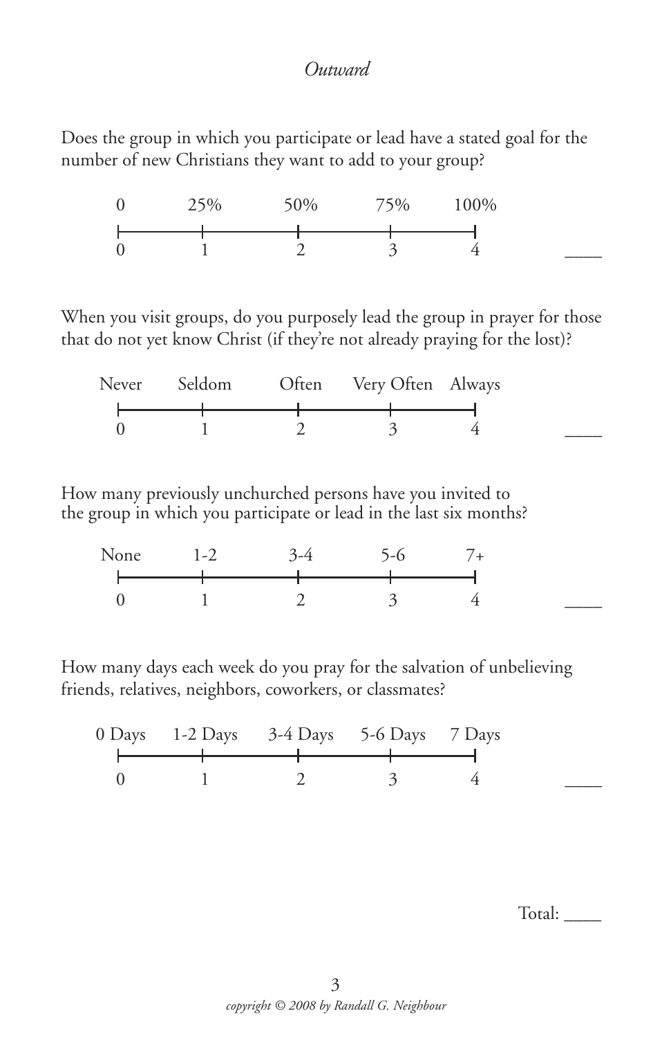## *Outward*

Does the group in which you participate or lead have a stated goal for the number of new Christians they want to add to your group?

| 0 | 25% | 50% | 75% | 100% | |
|---|---|---|---|---|---|
| 0 | 1 | 2 | 3 | 4 | ____ |

When you visit groups, do you purposely lead the group in prayer for those that do not yet know Christ (if they're not already praying for the lost)?

| Never | Seldom | Often | Very Often | Always | |
|---|---|---|---|---|---|
| 0 | 1 | 2 | 3 | 4 | ____ |

How many previously unchurched persons have you invited to the group in which you participate or lead in the last six months?

| None | 1-2 | 3-4 | 5-6 | 7+ | |
|---|---|---|---|---|---|
| 0 | 1 | 2 | 3 | 4 | ____ |

How many days each week do you pray for the salvation of unbelieving friends, relatives, neighbors, coworkers, or classmates?

| 0 Days | 1-2 Days | 3-4 Days | 5-6 Days | 7 Days | |
|---|---|---|---|---|---|
| 0 | 1 | 2 | 3 | 4 | ____ |

Total: ____

*copyright © 2008 by Randall G. Neighbour*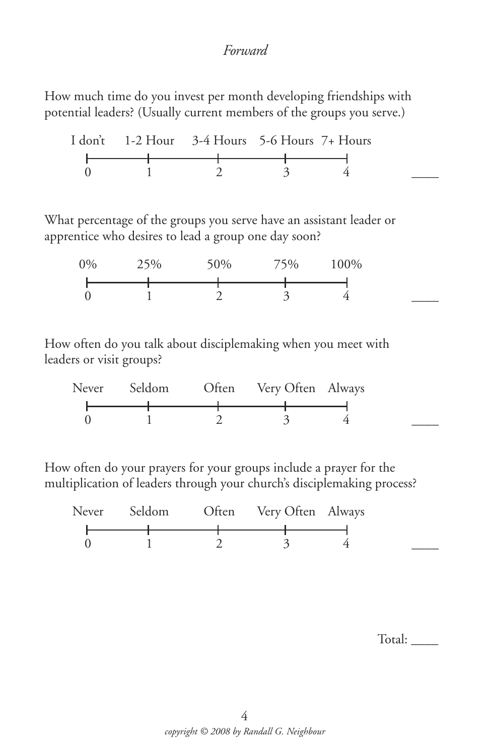How much time do you invest per month developing friendships with potential leaders? (Usually current members of the groups you serve.)

| I don't | 1-2 Hour | 3-4 Hours | 5-6 Hours | 7+ Hours | |
|---|---|---|---|---|---|
| 0 | 1 | 2 | 3 | 4 | ____ |

What percentage of the groups you serve have an assistant leader or apprentice who desires to lead a group one day soon?

| 0% | 25% | 50% | 75% | 100% | |
|---|---|---|---|---|---|
| 0 | 1 | 2 | 3 | 4 | ____ |

How often do you talk about disciplemaking when you meet with leaders or visit groups?

| Never | Seldom | Often | Very Often | Always | |
|---|---|---|---|---|---|
| 0 | 1 | 2 | 3 | 4 | ____ |

How often do your prayers for your groups include a prayer for the multiplication of leaders through your church's disciplemaking process?

| Never | Seldom | Often | Very Often | Always | |
|---|---|---|---|---|---|
| 0 | 1 | 2 | 3 | 4 | ____ |

Total: ____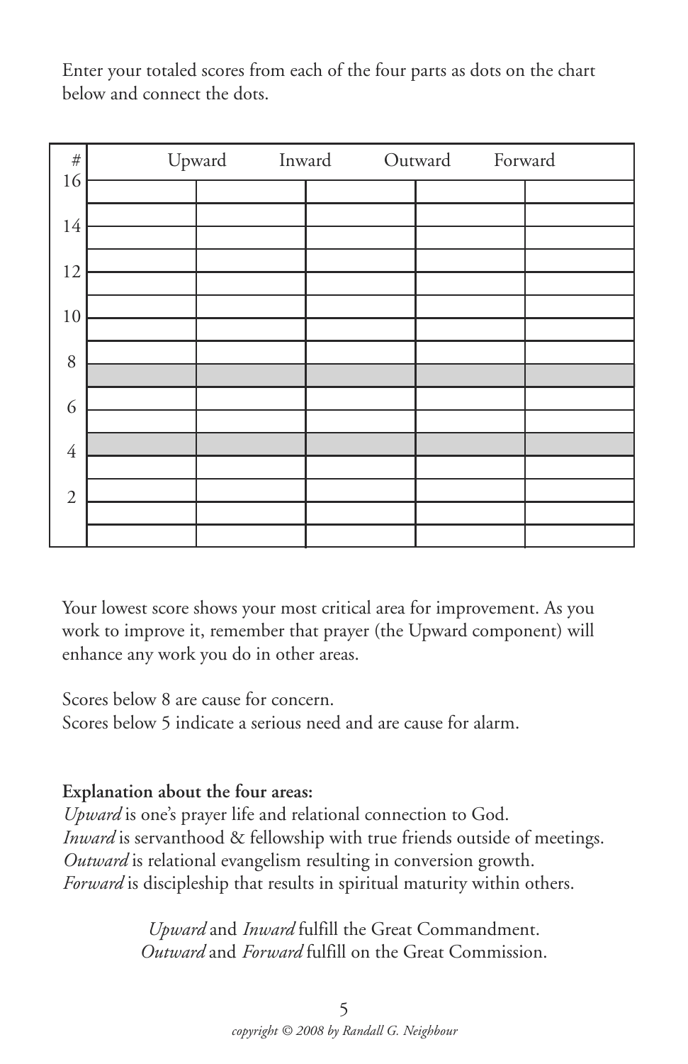Enter your totaled scores from each of the four parts as dots on the chart below and connect the dots.

| # | Upward | Inward | Outward | Forward |
| --- | --- | --- | --- | --- |
| 16 | | | | |
| 14 | | | | |
| 12 | | | | |
| 10 | | | | |
| 8 | | | | |
| 6 | | | | |
| 4 | | | | |
| 2 | | | | |

Your lowest score shows your most critical area for improvement. As you work to improve it, remember that prayer (the Upward component) will enhance any work you do in other areas.

Scores below 8 are cause for concern.
Scores below 5 indicate a serious need and are cause for alarm.

**Explanation about the four areas:**
*Upward* is one's prayer life and relational connection to God.
*Inward* is servanthood & fellowship with true friends outside of meetings.
*Outward* is relational evangelism resulting in conversion growth.
*Forward* is discipleship that results in spiritual maturity within others.

*Upward* and *Inward* fulfill the Great Commandment.
*Outward* and *Forward* fulfill on the Great Commission.

*copyright © 2008 by Randall G. Neighbour*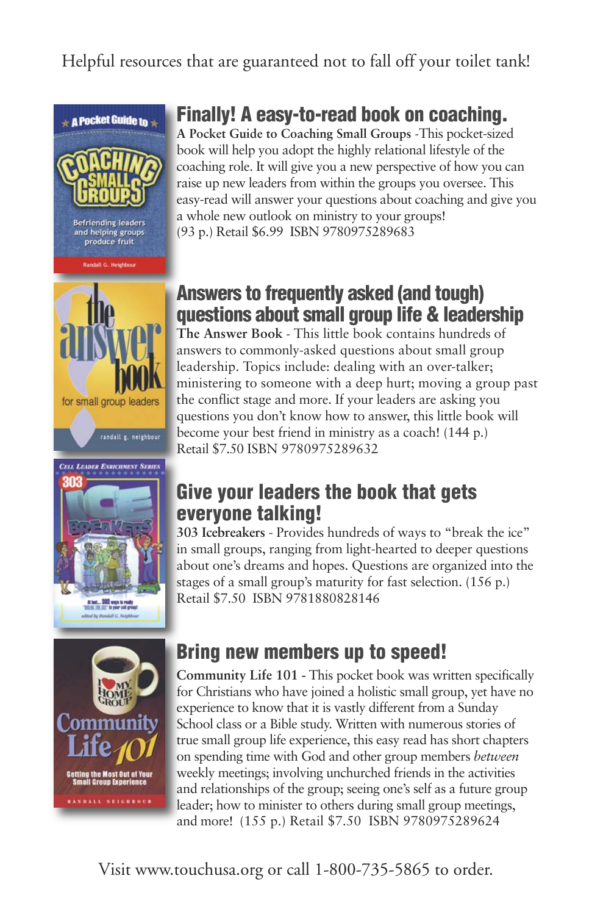Helpful resources that are guaranteed not to fall off your toilet tank!

## Finally! A easy-to-read book on coaching.

**A Pocket Guide to Coaching Small Groups** -This pocket-sized book will help you adopt the highly relational lifestyle of the coaching role. It will give you a new perspective of how you can raise up new leaders from within the groups you oversee. This easy-read will answer your questions about coaching and give you a whole new outlook on ministry to your groups!
(93 p.) Retail $6.99 ISBN 9780975289683

## Answers to frequently asked (and tough) questions about small group life & leadership

**The Answer Book** - This little book contains hundreds of answers to commonly-asked questions about small group leadership. Topics include: dealing with an over-talker; ministering to someone with a deep hurt; moving a group past the conflict stage and more. If your leaders are asking you questions you don't know how to answer, this little book will become your best friend in ministry as a coach! (144 p.)
Retail $7.50 ISBN 9780975289632

## Give your leaders the book that gets everyone talking!

**303 Icebreakers** - Provides hundreds of ways to "break the ice" in small groups, ranging from light-hearted to deeper questions about one's dreams and hopes. Questions are organized into the stages of a small group's maturity for fast selection. (156 p.)
Retail $7.50 ISBN 9781880828146

## Bring new members up to speed!

**Community Life 101** - This pocket book was written specifically for Christians who have joined a holistic small group, yet have no experience to know that it is vastly different from a Sunday School class or a Bible study. Written with numerous stories of true small group life experience, this easy read has short chapters on spending time with God and other group members *between* weekly meetings; involving unchurched friends in the activities and relationships of the group; seeing one's self as a future group leader; how to minister to others during small group meetings, and more! (155 p.) Retail $7.50 ISBN 9780975289624

Visit www.touchusa.org or call 1-800-735-5865 to order.